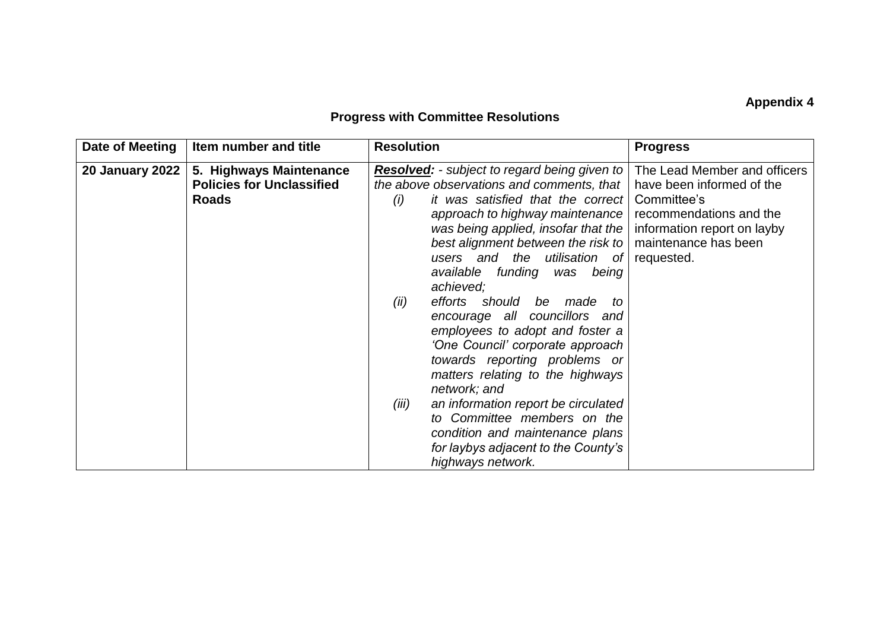**Appendix 4**

## Progress with Committee Resolutions

| Date of Meeting | Item number and title | Resolution | Progress |
|---|---|---|---|
| **20 January 2022** | **5. Highways Maintenance Policies for Unclassified Roads** | ***Resolved:*** *- subject to regard being given to the above observations and comments, that*<br>*(i) it was satisfied that the correct approach to highway maintenance was being applied, insofar that the best alignment between the risk to users and the utilisation of available funding was being achieved;*<br>*(ii) efforts should be made to encourage all councillors and employees to adopt and foster a 'One Council' corporate approach towards reporting problems or matters relating to the highways network; and*<br>*(iii) an information report be circulated to Committee members on the condition and maintenance plans for laybys adjacent to the County's highways network.* | The Lead Member and officers have been informed of the Committee's recommendations and the information report on layby maintenance has been requested. |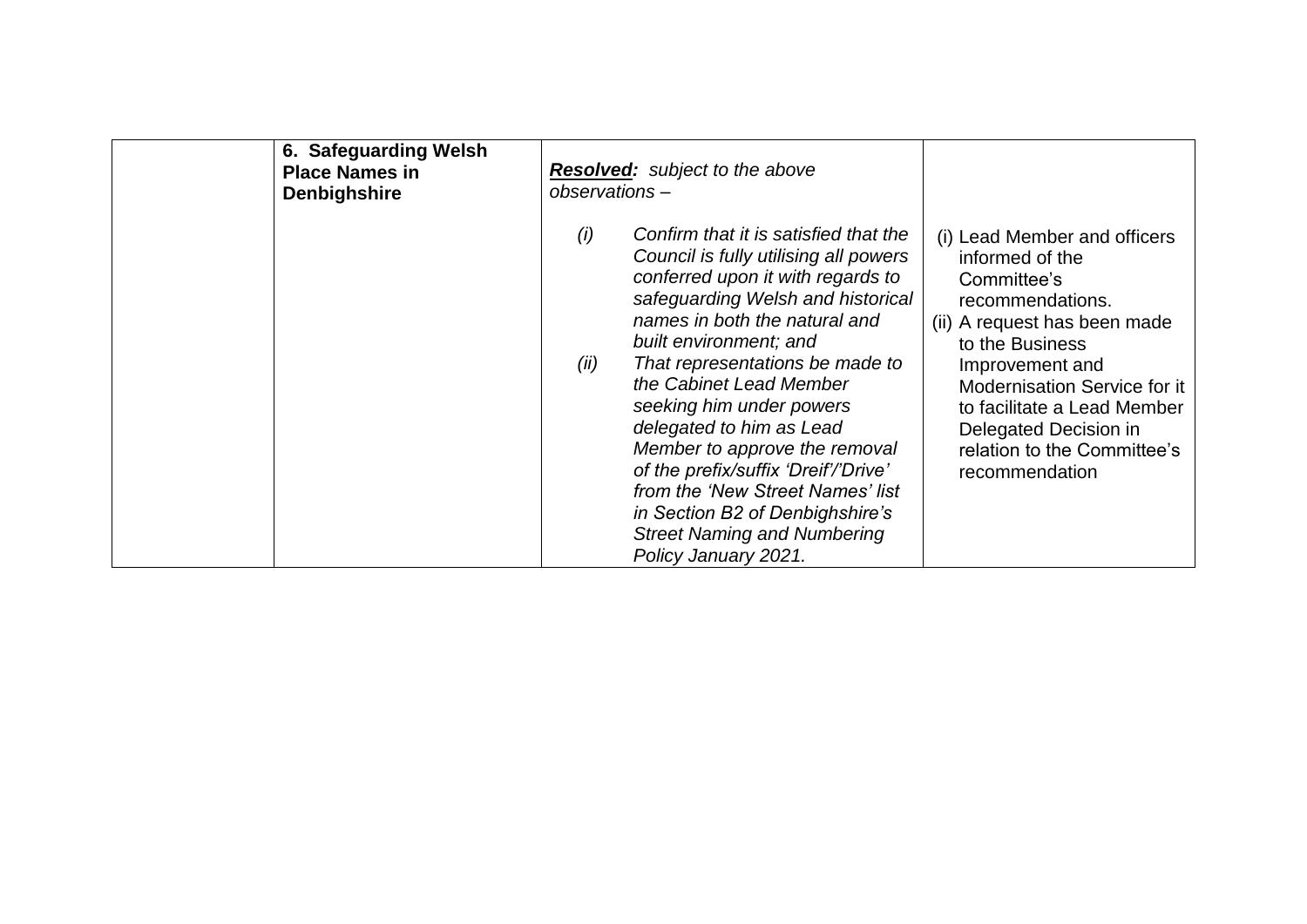| | | | |
|---|---|---|---|
| | **6. Safeguarding Welsh Place Names in Denbighshire** | ***Resolved:*** *subject to the above observations –*<br><br>*(i) Confirm that it is satisfied that the Council is fully utilising all powers conferred upon it with regards to safeguarding Welsh and historical names in both the natural and built environment; and*<br>*(ii) That representations be made to the Cabinet Lead Member seeking him under powers delegated to him as Lead Member to approve the removal of the prefix/suffix 'Dreif'/'Drive' from the 'New Street Names' list in Section B2 of Denbighshire's Street Naming and Numbering Policy January 2021.* | (i) Lead Member and officers informed of the Committee's recommendations.<br>(ii) A request has been made to the Business Improvement and Modernisation Service for it to facilitate a Lead Member Delegated Decision in relation to the Committee's recommendation |